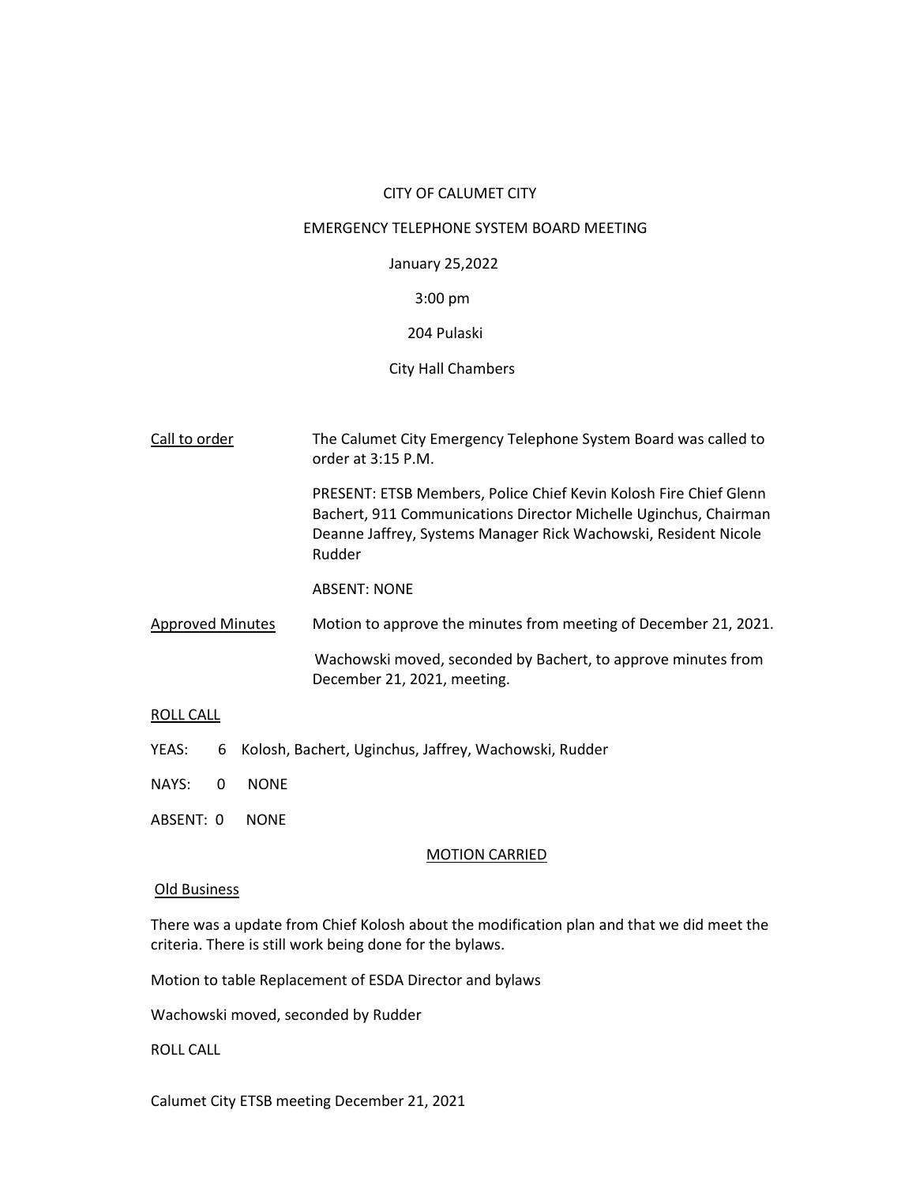CITY OF CALUMET CITY

EMERGENCY TELEPHONE SYSTEM BOARD MEETING

January 25,2022

3:00 pm

204 Pulaski

City Hall Chambers

**Call to order**

The Calumet City Emergency Telephone System Board was called to order at 3:15 P.M.

PRESENT: ETSB Members, Police Chief Kevin Kolosh Fire Chief Glenn Bachert, 911 Communications Director Michelle Uginchus, Chairman Deanne Jaffrey, Systems Manager Rick Wachowski, Resident Nicole Rudder

ABSENT: NONE

**Approved Minutes**

Motion to approve the minutes from meeting of December 21, 2021.

Wachowski moved, seconded by Bachert, to approve minutes from December 21, 2021, meeting.

**ROLL CALL**

YEAS: 6 Kolosh, Bachert, Uginchus, Jaffrey, Wachowski, Rudder

NAYS: 0 NONE

ABSENT: 0 NONE

**MOTION CARRIED**

**Old Business**

There was a update from Chief Kolosh about the modification plan and that we did meet the criteria. There is still work being done for the bylaws.

Motion to table Replacement of ESDA Director and bylaws

Wachowski moved, seconded by Rudder

ROLL CALL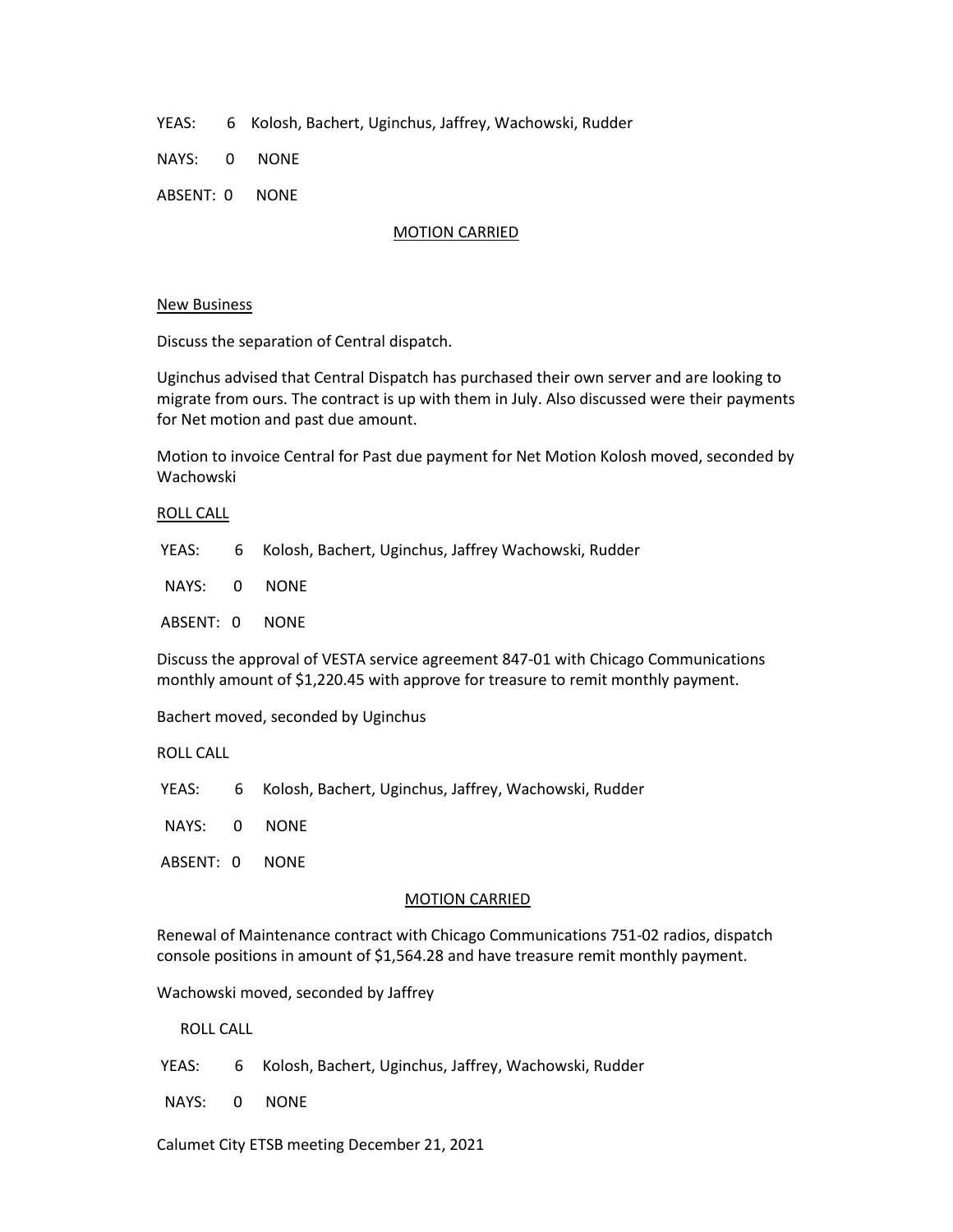YEAS: 6 Kolosh, Bachert, Uginchus, Jaffrey, Wachowski, Rudder

NAYS: 0 NONE

ABSENT: 0 NONE

MOTION CARRIED

New Business

Discuss the separation of Central dispatch.

Uginchus advised that Central Dispatch has purchased their own server and are looking to migrate from ours. The contract is up with them in July. Also discussed were their payments for Net motion and past due amount.

Motion to invoice Central for Past due payment for Net Motion Kolosh moved, seconded by Wachowski

ROLL CALL

YEAS: 6 Kolosh, Bachert, Uginchus, Jaffrey Wachowski, Rudder

NAYS: 0 NONE

ABSENT: 0 NONE

Discuss the approval of VESTA service agreement 847-01 with Chicago Communications monthly amount of $1,220.45 with approve for treasure to remit monthly payment.

Bachert moved, seconded by Uginchus

ROLL CALL

YEAS: 6 Kolosh, Bachert, Uginchus, Jaffrey, Wachowski, Rudder

NAYS: 0 NONE

ABSENT: 0 NONE

MOTION CARRIED

Renewal of Maintenance contract with Chicago Communications 751-02 radios, dispatch console positions in amount of $1,564.28 and have treasure remit monthly payment.

Wachowski moved, seconded by Jaffrey

ROLL CALL

YEAS: 6 Kolosh, Bachert, Uginchus, Jaffrey, Wachowski, Rudder

NAYS: 0 NONE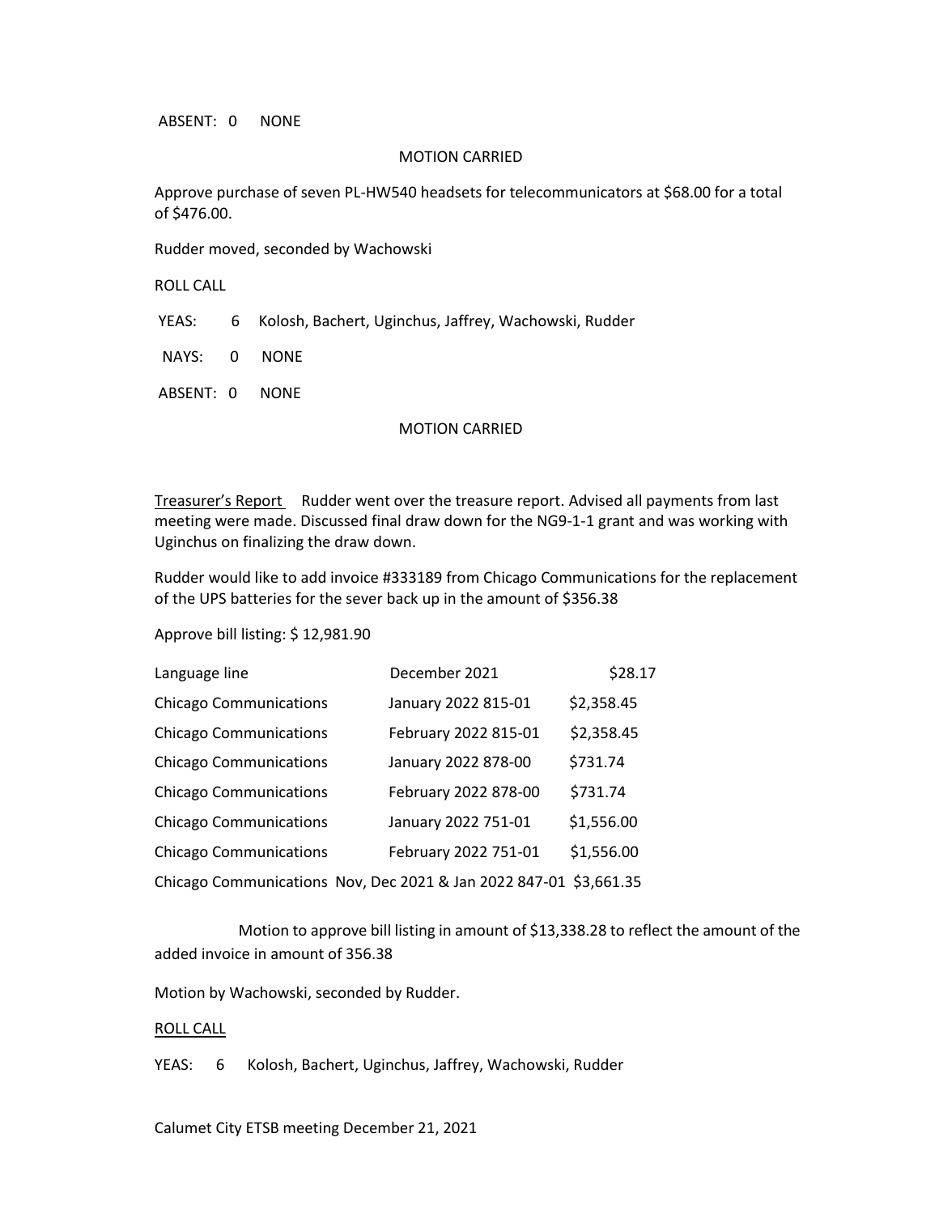ABSENT: 0 NONE

MOTION CARRIED

Approve purchase of seven PL-HW540 headsets for telecommunicators at $68.00 for a total of $476.00.

Rudder moved, seconded by Wachowski

ROLL CALL

YEAS: 6 Kolosh, Bachert, Uginchus, Jaffrey, Wachowski, Rudder

NAYS: 0 NONE

ABSENT: 0 NONE

MOTION CARRIED

Treasurer's Report Rudder went over the treasure report. Advised all payments from last meeting were made. Discussed final draw down for the NG9-1-1 grant and was working with Uginchus on finalizing the draw down.

Rudder would like to add invoice #333189 from Chicago Communications for the replacement of the UPS batteries for the sever back up in the amount of $356.38

Approve bill listing: $ 12,981.90

| | | |
|---|---|---|
| Language line | December 2021 | $28.17 |
| Chicago Communications | January 2022 815-01 | $2,358.45 |
| Chicago Communications | February 2022 815-01 | $2,358.45 |
| Chicago Communications | January 2022 878-00 | $731.74 |
| Chicago Communications | February 2022 878-00 | $731.74 |
| Chicago Communications | January 2022 751-01 | $1,556.00 |
| Chicago Communications | February 2022 751-01 | $1,556.00 |
| Chicago Communications | Nov, Dec 2021 & Jan 2022 847-01 | $3,661.35 |

Motion to approve bill listing in amount of $13,338.28 to reflect the amount of the added invoice in amount of 356.38

Motion by Wachowski, seconded by Rudder.

ROLL CALL

YEAS: 6 Kolosh, Bachert, Uginchus, Jaffrey, Wachowski, Rudder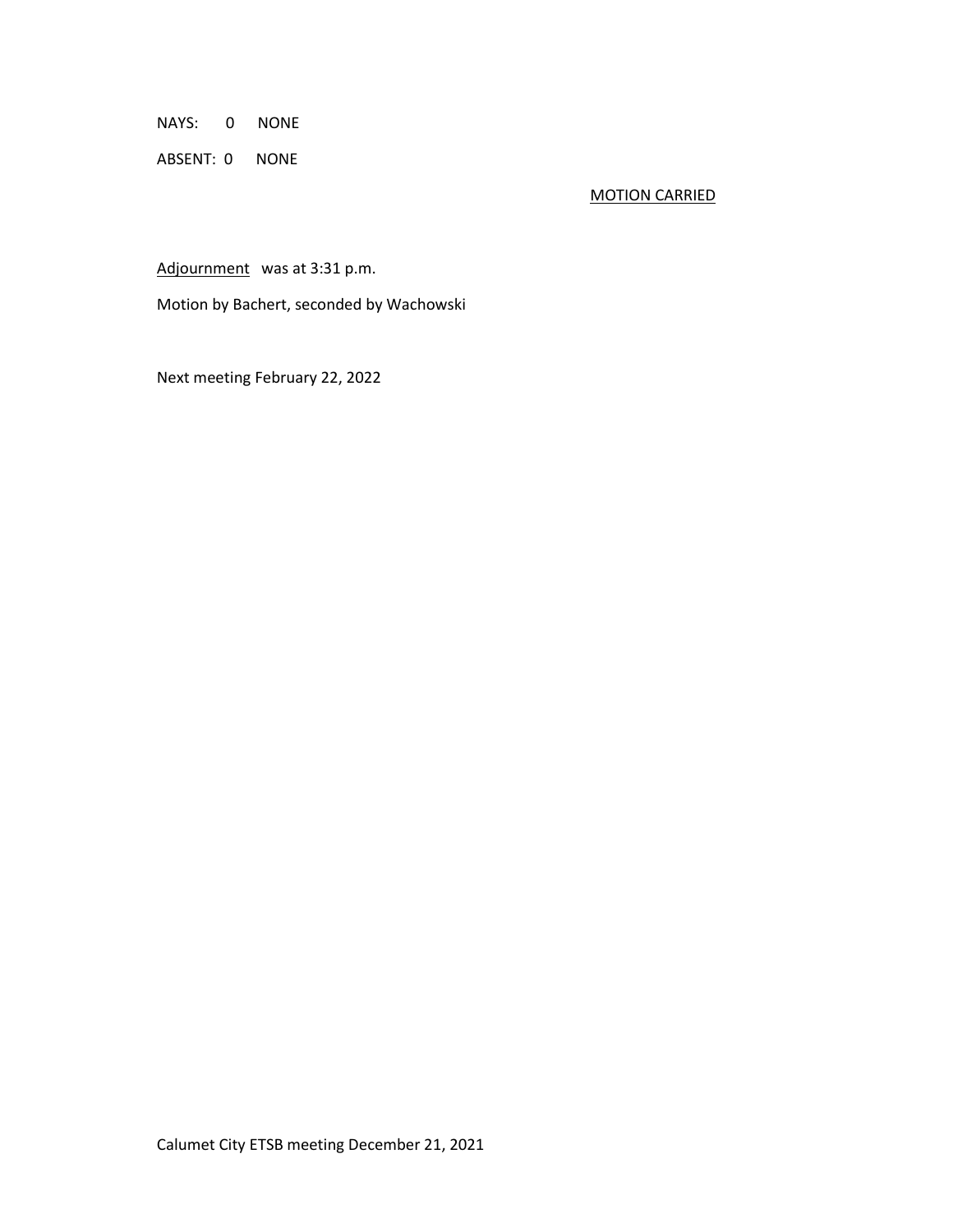NAYS: 0 NONE

ABSENT: 0 NONE

MOTION CARRIED

Adjournment was at 3:31 p.m.

Motion by Bachert, seconded by Wachowski

Next meeting February 22, 2022